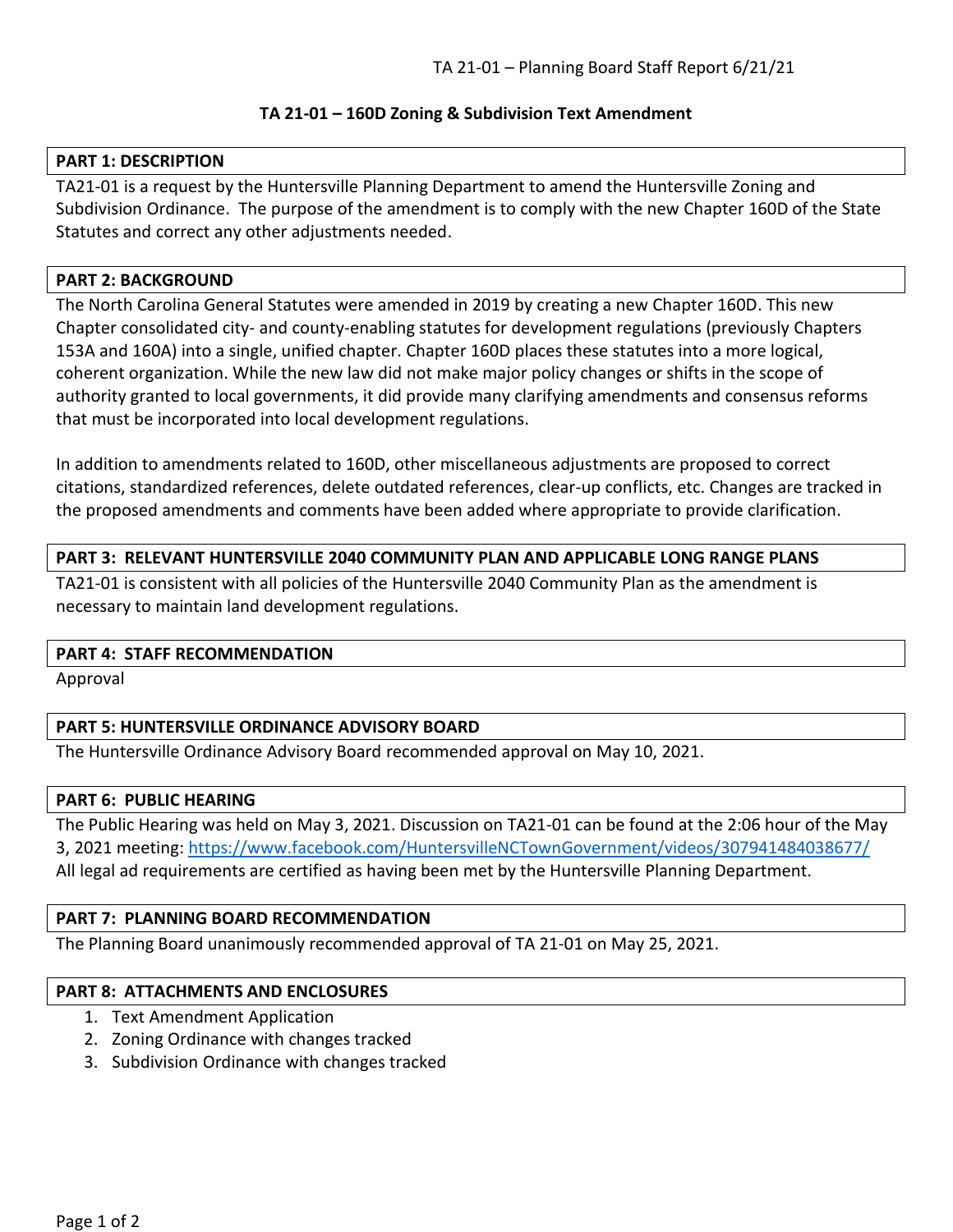# TA 21-01 – 160D Zoning & Subdivision Text Amendment

## PART 1: DESCRIPTION

TA21-01 is a request by the Huntersville Planning Department to amend the Huntersville Zoning and Subdivision Ordinance. The purpose of the amendment is to comply with the new Chapter 160D of the State Statutes and correct any other adjustments needed.

## PART 2: BACKGROUND

The North Carolina General Statutes were amended in 2019 by creating a new Chapter 160D. This new Chapter consolidated city- and county-enabling statutes for development regulations (previously Chapters 153A and 160A) into a single, unified chapter. Chapter 160D places these statutes into a more logical, coherent organization. While the new law did not make major policy changes or shifts in the scope of authority granted to local governments, it did provide many clarifying amendments and consensus reforms that must be incorporated into local development regulations.

In addition to amendments related to 160D, other miscellaneous adjustments are proposed to correct citations, standardized references, delete outdated references, clear-up conflicts, etc. Changes are tracked in the proposed amendments and comments have been added where appropriate to provide clarification.

## PART 3: RELEVANT HUNTERSVILLE 2040 COMMUNITY PLAN AND APPLICABLE LONG RANGE PLANS

TA21-01 is consistent with all policies of the Huntersville 2040 Community Plan as the amendment is necessary to maintain land development regulations.

## PART 4: STAFF RECOMMENDATION

Approval

## PART 5: HUNTERSVILLE ORDINANCE ADVISORY BOARD

The Huntersville Ordinance Advisory Board recommended approval on May 10, 2021.

## PART 6: PUBLIC HEARING

The Public Hearing was held on May 3, 2021. Discussion on TA21-01 can be found at the 2:06 hour of the May 3, 2021 meeting: https://www.facebook.com/HuntersvilleNCTownGovernment/videos/307941484038677/
All legal ad requirements are certified as having been met by the Huntersville Planning Department.

## PART 7: PLANNING BOARD RECOMMENDATION

The Planning Board unanimously recommended approval of TA 21-01 on May 25, 2021.

## PART 8: ATTACHMENTS AND ENCLOSURES

1. Text Amendment Application
2. Zoning Ordinance with changes tracked
3. Subdivision Ordinance with changes tracked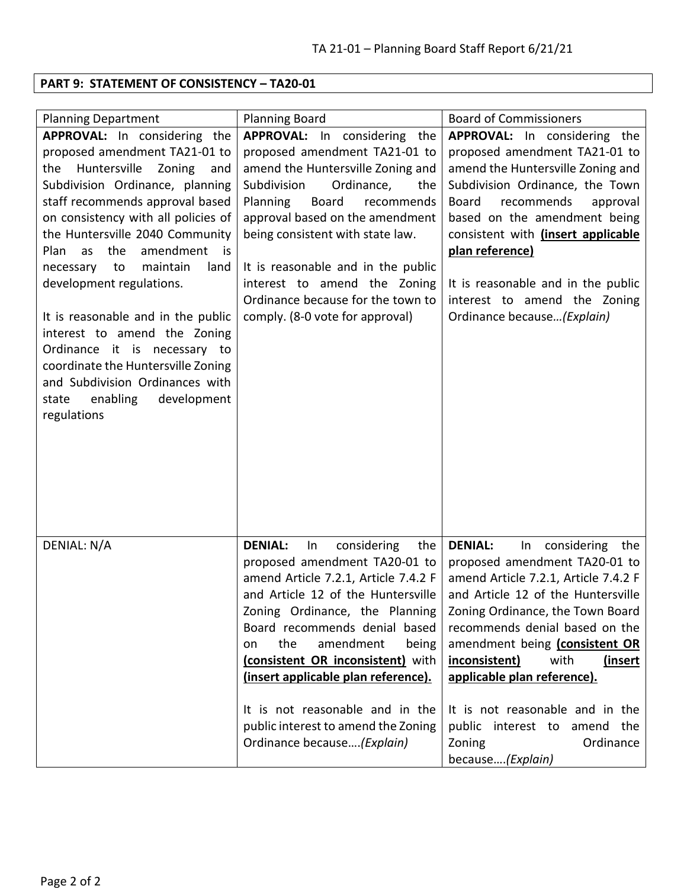**PART 9: STATEMENT OF CONSISTENCY – TA20-01**

| Planning Department | Planning Board | Board of Commissioners |
|---|---|---|
| **APPROVAL:** In considering the proposed amendment TA21-01 to the Huntersville Zoning and Subdivision Ordinance, planning staff recommends approval based on consistency with all policies of the Huntersville 2040 Community Plan as the amendment is necessary to maintain land development regulations.<br><br>It is reasonable and in the public interest to amend the Zoning Ordinance it is necessary to coordinate the Huntersville Zoning and Subdivision Ordinances with state enabling development regulations | **APPROVAL:** In considering the proposed amendment TA21-01 to amend the Huntersville Zoning and Subdivision Ordinance, the Planning Board recommends approval based on the amendment being consistent with state law.<br><br>It is reasonable and in the public interest to amend the Zoning Ordinance because for the town to comply. (8-0 vote for approval) | **APPROVAL:** In considering the proposed amendment TA21-01 to amend the Huntersville Zoning and Subdivision Ordinance, the Town Board recommends approval based on the amendment being consistent with **(insert applicable plan reference)**<br><br>It is reasonable and in the public interest to amend the Zoning Ordinance because…*(Explain)* |
| DENIAL: N/A | **DENIAL:** In considering the proposed amendment TA20-01 to amend Article 7.2.1, Article 7.4.2 F and Article 12 of the Huntersville Zoning Ordinance, the Planning Board recommends denial based on the amendment being **(consistent OR inconsistent)** with **(insert applicable plan reference).**<br><br>It is not reasonable and in the public interest to amend the Zoning Ordinance because….*(Explain)* | **DENIAL:** In considering the proposed amendment TA20-01 to amend Article 7.2.1, Article 7.4.2 F and Article 12 of the Huntersville Zoning Ordinance, the Town Board recommends denial based on the amendment being **(consistent OR inconsistent)** with **(insert applicable plan reference).**<br><br>It is not reasonable and in the public interest to amend the Zoning Ordinance because….*(Explain)* |